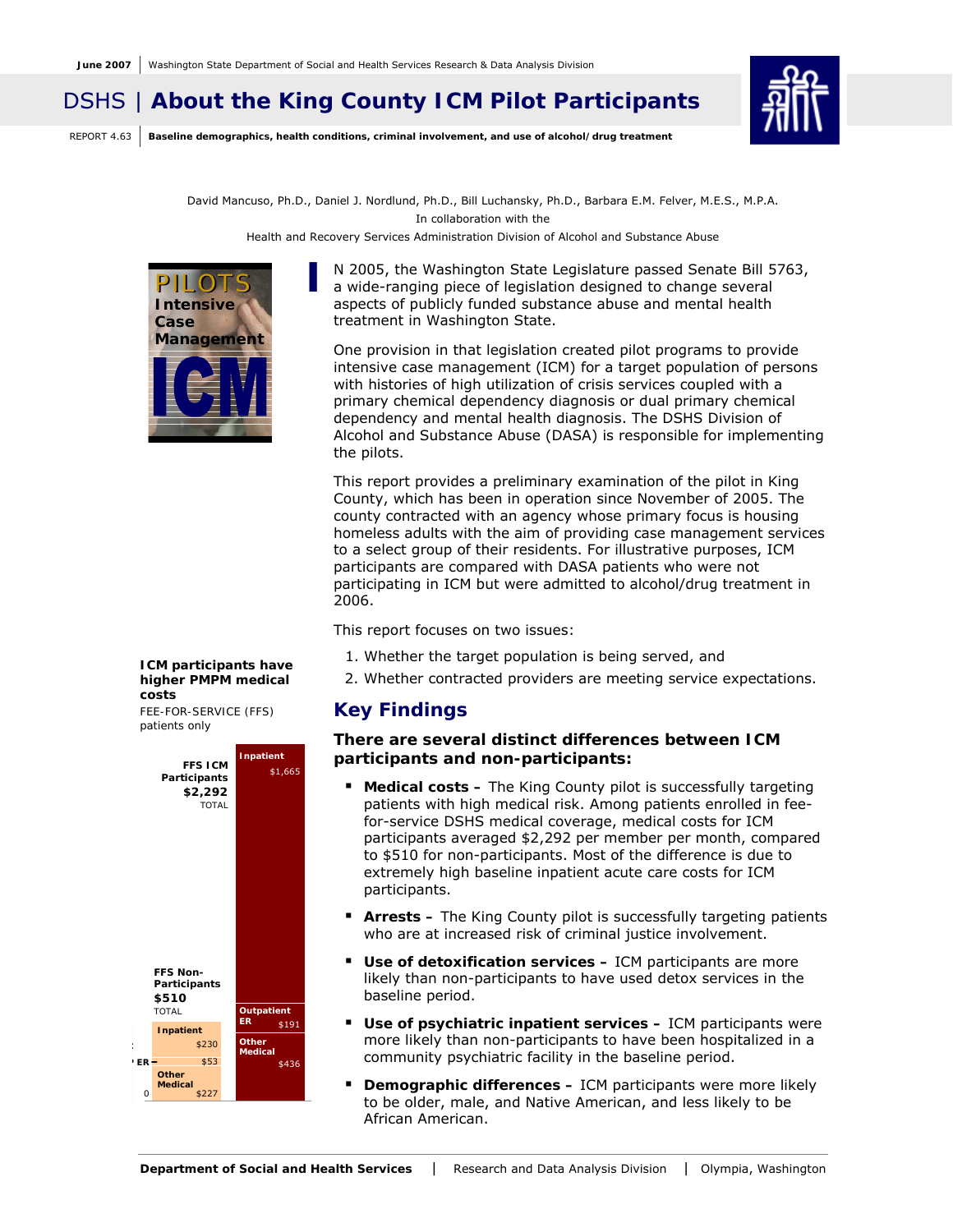June 2007 | Washington State Department of Social and Health Services Research & Data Analysis Division

# DSHS | About the King County ICM Pilot Participants

REPORT 4.63 | **Baseline demographics, health conditions, criminal involvement, and use of alcohol/drug treatment**

David Mancuso, Ph.D., Daniel J. Nordlund, Ph.D., Bill Luchansky, Ph.D., Barbara E.M. Felver, M.E.S., M.P.A.
In collaboration with the
Health and Recovery Services Administration Division of Alcohol and Substance Abuse

PILOTS Intensive Case Management ICM

IN 2005, the Washington State Legislature passed Senate Bill 5763, a wide-ranging piece of legislation designed to change several aspects of publicly funded substance abuse and mental health treatment in Washington State.

One provision in that legislation created pilot programs to provide intensive case management (ICM) for a target population of persons with histories of high utilization of crisis services coupled with a primary chemical dependency diagnosis or dual primary chemical dependency and mental health diagnosis. The DSHS Division of Alcohol and Substance Abuse (DASA) is responsible for implementing the pilots.

This report provides a preliminary examination of the pilot in King County, which has been in operation since November of 2005. The county contracted with an agency whose primary focus is housing homeless adults with the aim of providing case management services to a select group of their residents. For illustrative purposes, ICM participants are compared with DASA patients who were not participating in ICM but were admitted to alcohol/drug treatment in 2006.

This report focuses on two issues:

1. Whether the target population is being served, and
2. Whether contracted providers are meeting service expectations.

**ICM participants have higher PMPM medical costs**
FEE-FOR-SERVICE (FFS) patients only

| | FFS Non-Participants ($510 TOTAL) | FFS ICM Participants ($2,292 TOTAL) |
|---|---|---|
| Inpatient | $230 | $1,665 |
| Outpatient ER | $53 | $191 |
| Other Medical | $227 | $436 |

## Key Findings

### There are several distinct differences between ICM participants and non-participants:

- **Medical costs –** The King County pilot is successfully targeting patients with high medical risk. Among patients enrolled in fee-for-service DSHS medical coverage, medical costs for ICM participants averaged $2,292 per member per month, compared to $510 for non-participants. Most of the difference is due to extremely high baseline inpatient acute care costs for ICM participants.
- **Arrests –** The King County pilot is successfully targeting patients who are at increased risk of criminal justice involvement.
- **Use of detoxification services –** ICM participants are more likely than non-participants to have used detox services in the baseline period.
- **Use of psychiatric inpatient services –** ICM participants were more likely than non-participants to have been hospitalized in a community psychiatric facility in the baseline period.
- **Demographic differences –** ICM participants were more likely to be older, male, and Native American, and less likely to be African American.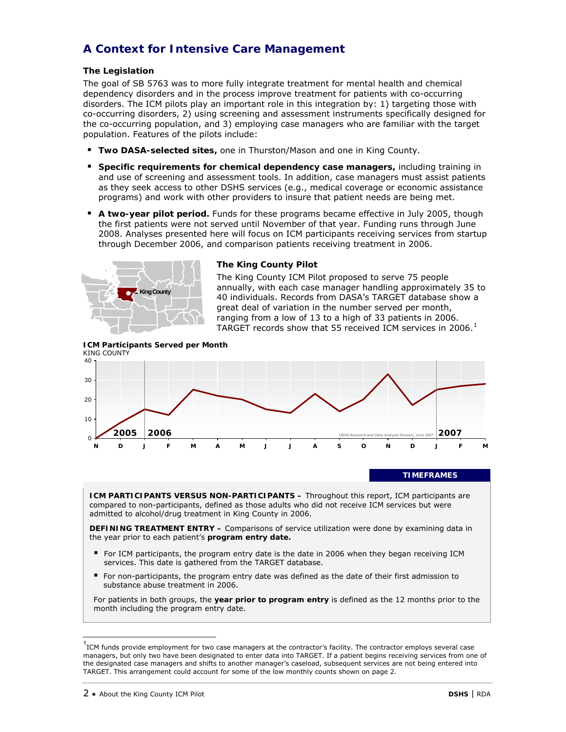## A Context for Intensive Care Management

### The Legislation

The goal of SB 5763 was to more fully integrate treatment for mental health and chemical dependency disorders and in the process improve treatment for patients with co-occurring disorders. The ICM pilots play an important role in this integration by: 1) targeting those with co-occurring disorders, 2) using screening and assessment instruments specifically designed for the co-occurring population, and 3) employing case managers who are familiar with the target population. Features of the pilots include:

- **Two DASA-selected sites,** one in Thurston/Mason and one in King County.
- **Specific requirements for chemical dependency case managers,** including training in and use of screening and assessment tools. In addition, case managers must assist patients as they seek access to other DSHS services (e.g., medical coverage or economic assistance programs) and work with other providers to insure that patient needs are being met.
- **A two-year pilot period.** Funds for these programs became effective in July 2005, though the first patients were not served until November of that year. Funding runs through June 2008. Analyses presented here will focus on ICM participants receiving services from startup through December 2006, and comparison patients receiving treatment in 2006.

### The King County Pilot

The King County ICM Pilot proposed to serve 75 people annually, with each case manager handling approximately 35 to 40 individuals. Records from DASA's TARGET database show a great deal of variation in the number served per month, ranging from a low of 13 to a high of 33 patients in 2006. TARGET records show that 55 received ICM services in 2006.[1]

**ICM Participants Served per Month**
KING COUNTY

DSHS Research and Data Analysis Division, June 2007

### TIMEFRAMES

**ICM PARTICIPANTS VERSUS NON-PARTICIPANTS –** Throughout this report, ICM participants are compared to non-participants, defined as those adults who did not receive ICM services but were admitted to alcohol/drug treatment in King County in 2006.

**DEFINING TREATMENT ENTRY –** Comparisons of service utilization were done by examining data in the year prior to each patient's **program entry date.**

- For ICM participants, the program entry date is the date in 2006 when they began receiving ICM services. This date is gathered from the TARGET database.
- For non-participants, the program entry date was defined as the date of their first admission to substance abuse treatment in 2006.

For patients in both groups, the **year prior to program entry** is defined as the 12 months prior to the month including the program entry date.

---

[1] ICM funds provide employment for two case managers at the contractor's facility. The contractor employs several case managers, but only two have been designated to enter data into TARGET. If a patient begins receiving services from one of the designated case managers and shifts to another manager's caseload, subsequent services are not being entered into TARGET. This arrangement could account for some of the low monthly counts shown on page 2.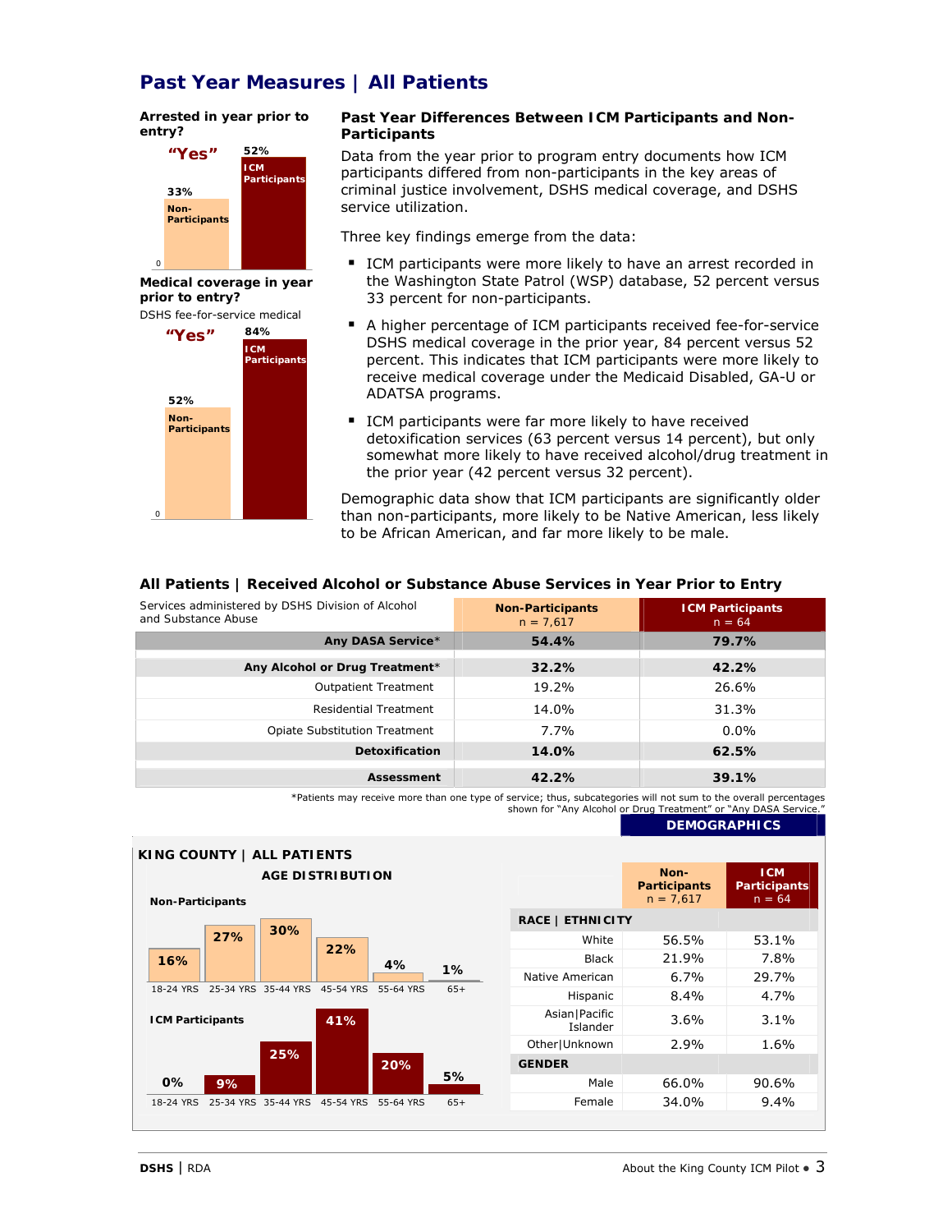# Past Year Measures | All Patients

**Arrested in year prior to entry?**

"Yes"

| | Non-Participants | ICM Participants |
|---|---|---|
| Arrested | 33% | 52% |

**Medical coverage in year prior to entry?**

DSHS fee-for-service medical

"Yes"

| | Non-Participants | ICM Participants |
|---|---|---|
| Medical coverage | 52% | 84% |

## Past Year Differences Between ICM Participants and Non-Participants

Data from the year prior to program entry documents how ICM participants differed from non-participants in the key areas of criminal justice involvement, DSHS medical coverage, and DSHS service utilization.

Three key findings emerge from the data:

- ICM participants were more likely to have an arrest recorded in the Washington State Patrol (WSP) database, 52 percent versus 33 percent for non-participants.
- A higher percentage of ICM participants received fee-for-service DSHS medical coverage in the prior year, 84 percent versus 52 percent. This indicates that ICM participants were more likely to receive medical coverage under the Medicaid Disabled, GA-U or ADATSA programs.
- ICM participants were far more likely to have received detoxification services (63 percent versus 14 percent), but only somewhat more likely to have received alcohol/drug treatment in the prior year (42 percent versus 32 percent).

Demographic data show that ICM participants are significantly older than non-participants, more likely to be Native American, less likely to be African American, and far more likely to be male.

### All Patients | Received Alcohol or Substance Abuse Services in Year Prior to Entry

| Services administered by DSHS Division of Alcohol and Substance Abuse | Non-Participants n = 7,617 | ICM Participants n = 64 |
|---|---|---|
| **Any DASA Service*** | **54.4%** | **79.7%** |
| **Any Alcohol or Drug Treatment*** | **32.2%** | **42.2%** |
| Outpatient Treatment | 19.2% | 26.6% |
| Residential Treatment | 14.0% | 31.3% |
| Opiate Substitution Treatment | 7.7% | 0.0% |
| **Detoxification** | **14.0%** | **62.5%** |
| **Assessment** | **42.2%** | **39.1%** |

*Patients may receive more than one type of service; thus, subcategories will not sum to the overall percentages shown for "Any Alcohol or Drug Treatment" or "Any DASA Service."

### DEMOGRAPHICS

#### KING COUNTY | ALL PATIENTS

**AGE DISTRIBUTION**

| | 18-24 YRS | 25-34 YRS | 35-44 YRS | 45-54 YRS | 55-64 YRS | 65+ |
|---|---|---|---|---|---|---|
| Non-Participants | 16% | 27% | 30% | 22% | 4% | 1% |
| ICM Participants | 0% | 9% | 25% | 41% | 20% | 5% |

| | Non-Participants n = 7,617 | ICM Participants n = 64 |
|---|---|---|
| **RACE \| ETHNICITY** | | |
| White | 56.5% | 53.1% |
| Black | 21.9% | 7.8% |
| Native American | 6.7% | 29.7% |
| Hispanic | 8.4% | 4.7% |
| Asian\|Pacific Islander | 3.6% | 3.1% |
| Other\|Unknown | 2.9% | 1.6% |
| **GENDER** | | |
| Male | 66.0% | 90.6% |
| Female | 34.0% | 9.4% |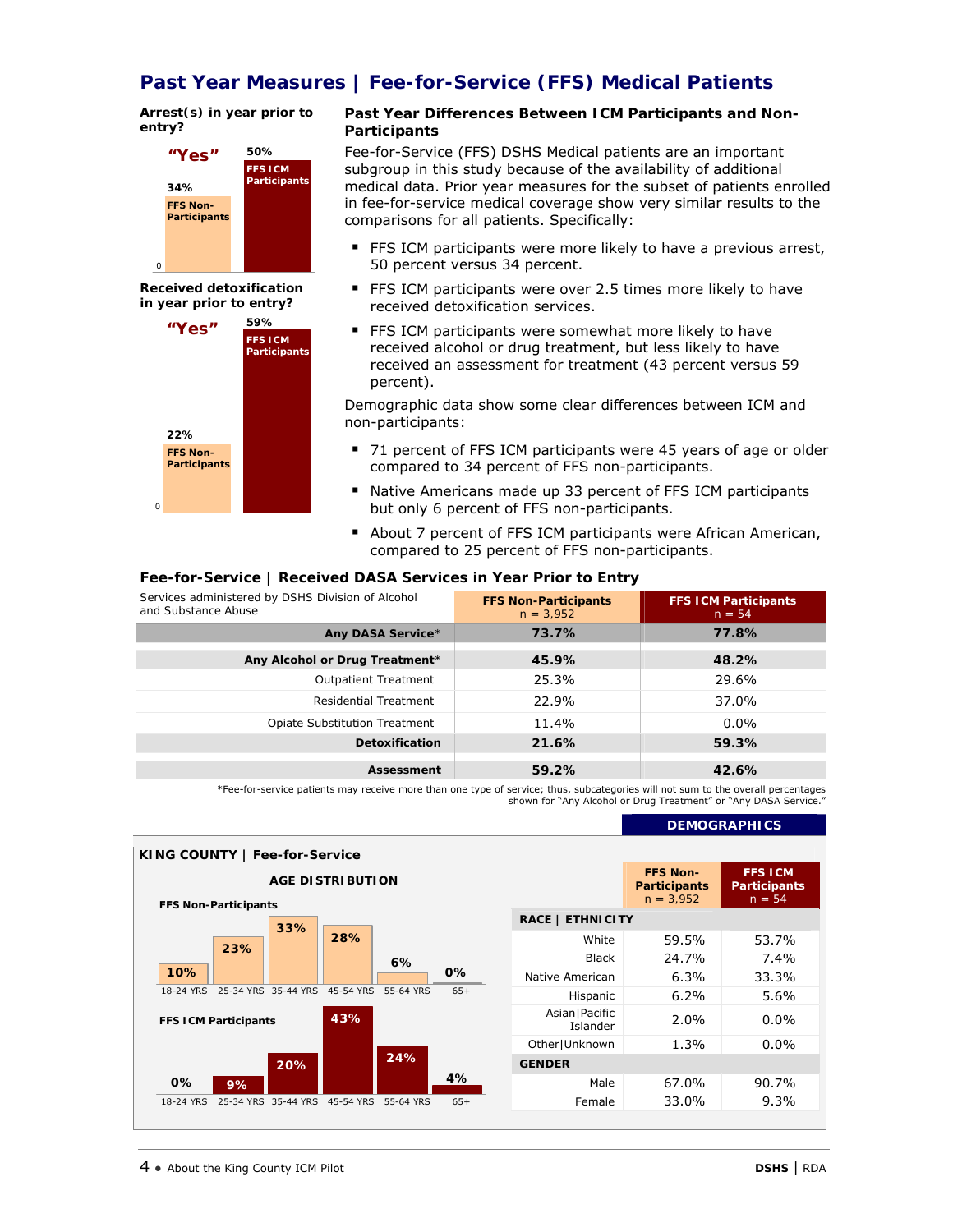# Past Year Measures | Fee-for-Service (FFS) Medical Patients

**Arrest(s) in year prior to entry?**

"Yes"

| | FFS Non-Participants | FFS ICM Participants |
|---|---|---|
| "Yes" | 34% | 50% |

**Received detoxification in year prior to entry?**

"Yes"

| | FFS Non-Participants | FFS ICM Participants |
|---|---|---|
| "Yes" | 22% | 59% |

## Past Year Differences Between ICM Participants and Non-Participants

Fee-for-Service (FFS) DSHS Medical patients are an important subgroup in this study because of the availability of additional medical data. Prior year measures for the subset of patients enrolled in fee-for-service medical coverage show very similar results to the comparisons for all patients. Specifically:

- FFS ICM participants were more likely to have a previous arrest, 50 percent versus 34 percent.
- FFS ICM participants were over 2.5 times more likely to have received detoxification services.
- FFS ICM participants were somewhat more likely to have received alcohol or drug treatment, but less likely to have received an assessment for treatment (43 percent versus 59 percent).

Demographic data show some clear differences between ICM and non-participants:

- 71 percent of FFS ICM participants were 45 years of age or older compared to 34 percent of FFS non-participants.
- Native Americans made up 33 percent of FFS ICM participants but only 6 percent of FFS non-participants.
- About 7 percent of FFS ICM participants were African American, compared to 25 percent of FFS non-participants.

### Fee-for-Service | Received DASA Services in Year Prior to Entry

| Services administered by DSHS Division of Alcohol and Substance Abuse | FFS Non-Participants n = 3,952 | FFS ICM Participants n = 54 |
|---|---|---|
| **Any DASA Service*** | **73.7%** | **77.8%** |
| **Any Alcohol or Drug Treatment*** | **45.9%** | **48.2%** |
| Outpatient Treatment | 25.3% | 29.6% |
| Residential Treatment | 22.9% | 37.0% |
| Opiate Substitution Treatment | 11.4% | 0.0% |
| **Detoxification** | **21.6%** | **59.3%** |
| **Assessment** | **59.2%** | **42.6%** |

*Fee-for-service patients may receive more than one type of service; thus, subcategories will not sum to the overall percentages shown for "Any Alcohol or Drug Treatment" or "Any DASA Service."

## DEMOGRAPHICS

### KING COUNTY | Fee-for-Service

**AGE DISTRIBUTION**

| Age | FFS Non-Participants | FFS ICM Participants |
|---|---|---|
| 18-24 YRS | 10% | 0% |
| 25-34 YRS | 23% | 9% |
| 35-44 YRS | 33% | 20% |
| 45-54 YRS | 28% | 43% |
| 55-64 YRS | 6% | 24% |
| 65+ | 0% | 4% |

| | FFS Non-Participants n = 3,952 | FFS ICM Participants n = 54 |
|---|---|---|
| **RACE \| ETHNICITY** | | |
| White | 59.5% | 53.7% |
| Black | 24.7% | 7.4% |
| Native American | 6.3% | 33.3% |
| Hispanic | 6.2% | 5.6% |
| Asian\|Pacific Islander | 2.0% | 0.0% |
| Other\|Unknown | 1.3% | 0.0% |
| **GENDER** | | |
| Male | 67.0% | 90.7% |
| Female | 33.0% | 9.3% |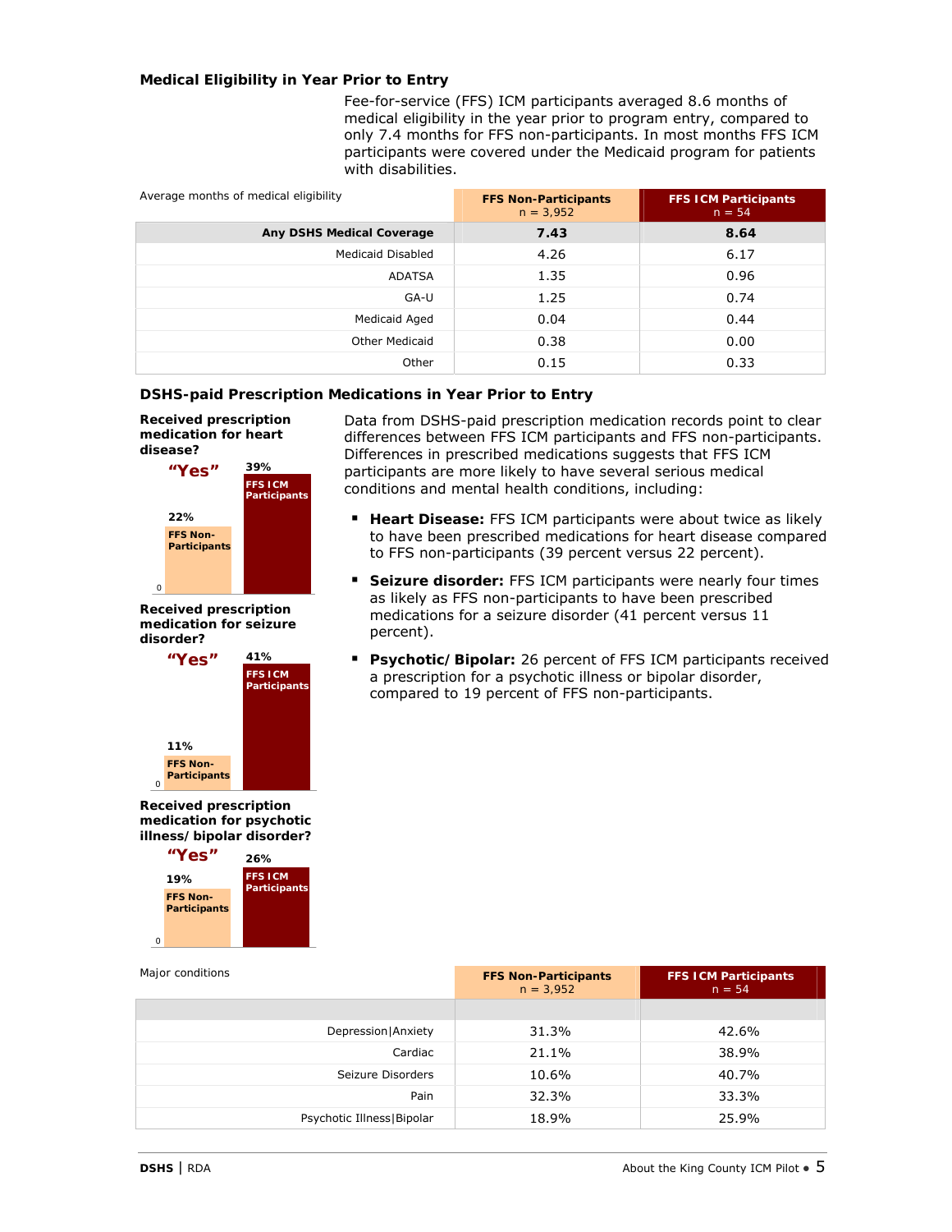### Medical Eligibility in Year Prior to Entry

Fee-for-service (FFS) ICM participants averaged 8.6 months of medical eligibility in the year prior to program entry, compared to only 7.4 months for FFS non-participants. In most months FFS ICM participants were covered under the Medicaid program for patients with disabilities.

| Average months of medical eligibility | FFS Non-Participants n = 3,952 | FFS ICM Participants n = 54 |
|---|---|---|
| **Any DSHS Medical Coverage** | **7.43** | **8.64** |
| Medicaid Disabled | 4.26 | 6.17 |
| ADATSA | 1.35 | 0.96 |
| GA-U | 1.25 | 0.74 |
| Medicaid Aged | 0.04 | 0.44 |
| Other Medicaid | 0.38 | 0.00 |
| Other | 0.15 | 0.33 |

### DSHS-paid Prescription Medications in Year Prior to Entry

**Received prescription medication for heart disease?**

"Yes"

| FFS Non-Participants | FFS ICM Participants |
|---|---|
| 22% | 39% |

**Received prescription medication for seizure disorder?**

"Yes"

| FFS Non-Participants | FFS ICM Participants |
|---|---|
| 11% | 41% |

**Received prescription medication for psychotic illness/ bipolar disorder?**

"Yes"

| FFS Non-Participants | FFS ICM Participants |
|---|---|
| 19% | 26% |

Data from DSHS-paid prescription medication records point to clear differences between FFS ICM participants and FFS non-participants. Differences in prescribed medications suggests that FFS ICM participants are more likely to have several serious medical conditions and mental health conditions, including:

- **Heart Disease:** FFS ICM participants were about twice as likely to have been prescribed medications for heart disease compared to FFS non-participants (39 percent versus 22 percent).
- **Seizure disorder:** FFS ICM participants were nearly four times as likely as FFS non-participants to have been prescribed medications for a seizure disorder (41 percent versus 11 percent).
- **Psychotic/Bipolar:** 26 percent of FFS ICM participants received a prescription for a psychotic illness or bipolar disorder, compared to 19 percent of FFS non-participants.

| Major conditions | FFS Non-Participants n = 3,952 | FFS ICM Participants n = 54 |
|---|---|---|
| Depression\|Anxiety | 31.3% | 42.6% |
| Cardiac | 21.1% | 38.9% |
| Seizure Disorders | 10.6% | 40.7% |
| Pain | 32.3% | 33.3% |
| Psychotic Illness\|Bipolar | 18.9% | 25.9% |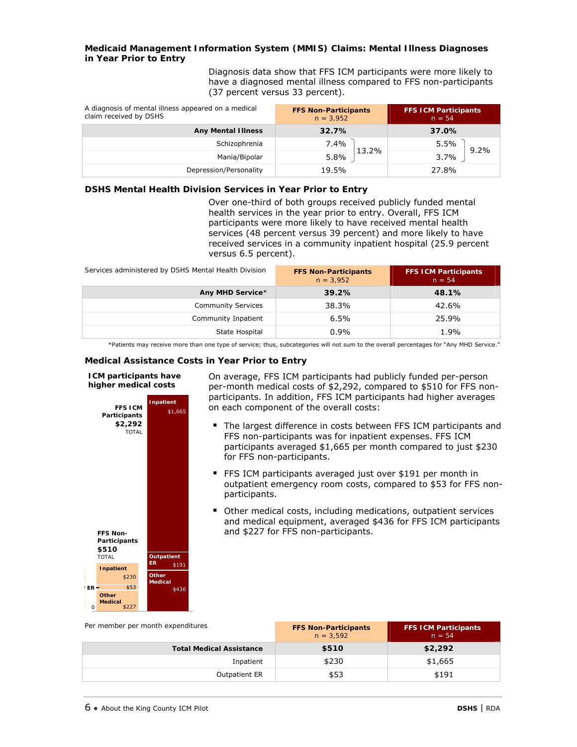### Medicaid Management Information System (MMIS) Claims: Mental Illness Diagnoses in Year Prior to Entry

Diagnosis data show that FFS ICM participants were more likely to have a diagnosed mental illness compared to FFS non-participants (37 percent versus 33 percent).

| A diagnosis of mental illness appeared on a medical claim received by DSHS | FFS Non-Participants n = 3,952 | | FFS ICM Participants n = 54 | |
|---|---|---|---|---|
| **Any Mental Illness** | **32.7%** | | **37.0%** | |
| Schizophrenia | 7.4% | 13.2% | 5.5% | 9.2% |
| Mania/Bipolar | 5.8% | | 3.7% | |
| Depression/Personality | 19.5% | | 27.8% | |

### DSHS Mental Health Division Services in Year Prior to Entry

Over one-third of both groups received publicly funded mental health services in the year prior to entry. Overall, FFS ICM participants were more likely to have received mental health services (48 percent versus 39 percent) and more likely to have received services in a community inpatient hospital (25.9 percent versus 6.5 percent).

| Services administered by DSHS Mental Health Division | FFS Non-Participants n = 3,952 | FFS ICM Participants n = 54 |
|---|---|---|
| **Any MHD Service*** | **39.2%** | **48.1%** |
| Community Services | 38.3% | 42.6% |
| Community Inpatient | 6.5% | 25.9% |
| State Hospital | 0.9% | 1.9% |

*Patients may receive more than one type of service; thus, subcategories will not sum to the overall percentages for "Any MHD Service."

### Medical Assistance Costs in Year Prior to Entry

**ICM participants have higher medical costs**

| | FFS ICM Participants ($2,292 TOTAL) | FFS Non-Participants ($510 TOTAL) |
|---|---|---|
| Inpatient | $1,665 | $230 |
| Outpatient ER | $191 | $53 |
| Other Medical | $436 | $227 |

On average, FFS ICM participants had publicly funded per-person per-month medical costs of $2,292, compared to $510 for FFS non-participants. In addition, FFS ICM participants had higher averages on each component of the overall costs:

- The largest difference in costs between FFS ICM participants and FFS non-participants was for inpatient expenses. FFS ICM participants averaged $1,665 per month compared to just $230 for FFS non-participants.
- FFS ICM participants averaged just over $191 per month in outpatient emergency room costs, compared to $53 for FFS non-participants.
- Other medical costs, including medications, outpatient services and medical equipment, averaged $436 for FFS ICM participants and $227 for FFS non-participants.

| Per member per month expenditures | FFS Non-Participants n = 3,592 | FFS ICM Participants n = 54 |
|---|---|---|
| **Total Medical Assistance** | **$510** | **$2,292** |
| Inpatient | $230 | $1,665 |
| Outpatient ER | $53 | $191 |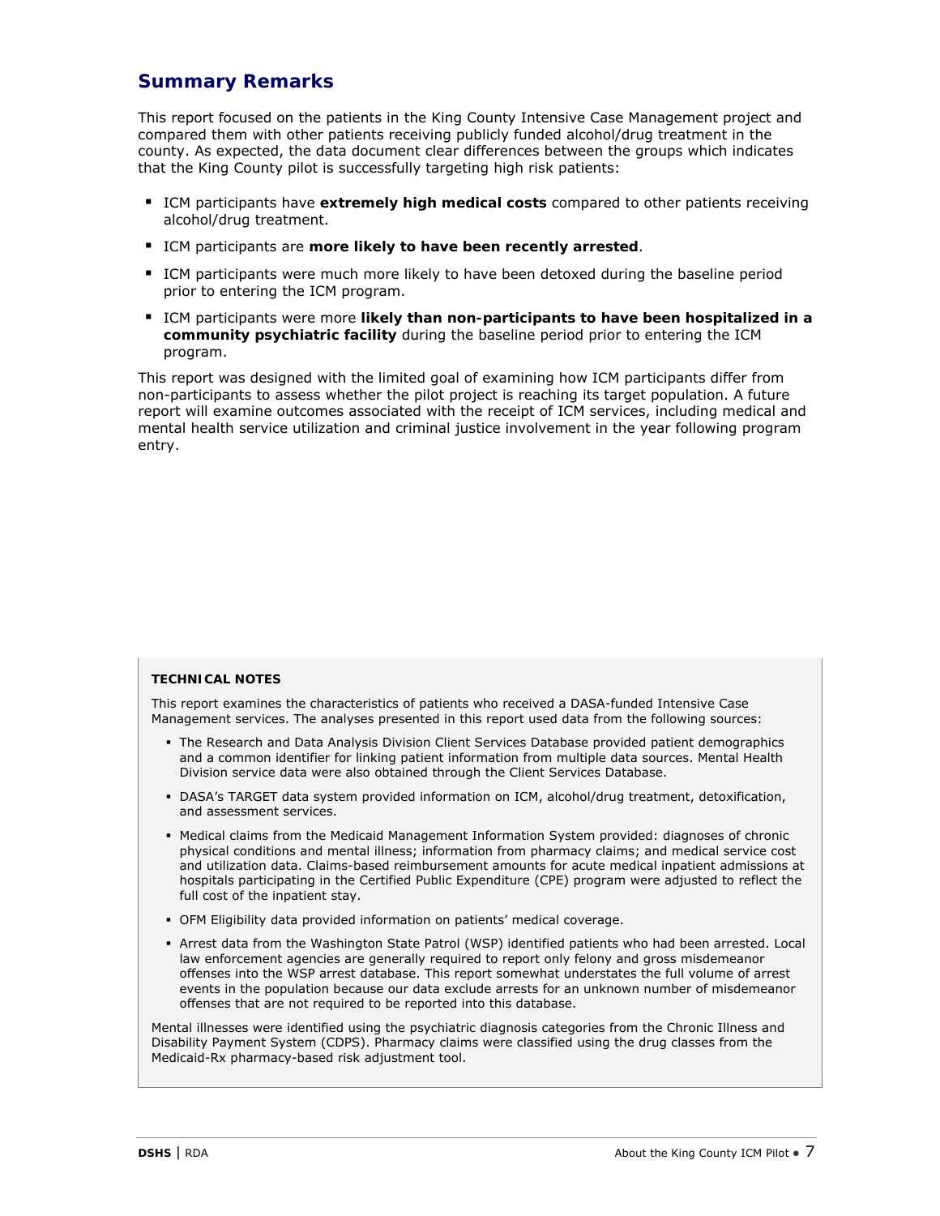## Summary Remarks

This report focused on the patients in the King County Intensive Case Management project and compared them with other patients receiving publicly funded alcohol/drug treatment in the county. As expected, the data document clear differences between the groups which indicates that the King County pilot is successfully targeting high risk patients:

- ICM participants have **extremely high medical costs** compared to other patients receiving alcohol/drug treatment.
- ICM participants are **more likely to have been recently arrested**.
- ICM participants were much more likely to have been detoxed during the baseline period prior to entering the ICM program.
- ICM participants were more **likely than non-participants to have been hospitalized in a community psychiatric facility** during the baseline period prior to entering the ICM program.

This report was designed with the limited goal of examining how ICM participants differ from non-participants to assess whether the pilot project is reaching its target population. A future report will examine outcomes associated with the receipt of ICM services, including medical and mental health service utilization and criminal justice involvement in the year following program entry.

**TECHNICAL NOTES**

This report examines the characteristics of patients who received a DASA-funded Intensive Case Management services. The analyses presented in this report used data from the following sources:

- The Research and Data Analysis Division Client Services Database provided patient demographics and a common identifier for linking patient information from multiple data sources. Mental Health Division service data were also obtained through the Client Services Database.
- DASA's TARGET data system provided information on ICM, alcohol/drug treatment, detoxification, and assessment services.
- Medical claims from the Medicaid Management Information System provided: diagnoses of chronic physical conditions and mental illness; information from pharmacy claims; and medical service cost and utilization data. Claims-based reimbursement amounts for acute medical inpatient admissions at hospitals participating in the Certified Public Expenditure (CPE) program were adjusted to reflect the full cost of the inpatient stay.
- OFM Eligibility data provided information on patients' medical coverage.
- Arrest data from the Washington State Patrol (WSP) identified patients who had been arrested. Local law enforcement agencies are generally required to report only felony and gross misdemeanor offenses into the WSP arrest database. This report somewhat understates the full volume of arrest events in the population because our data exclude arrests for an unknown number of misdemeanor offenses that are not required to be reported into this database.

Mental illnesses were identified using the psychiatric diagnosis categories from the Chronic Illness and Disability Payment System (CDPS). Pharmacy claims were classified using the drug classes from the Medicaid-Rx pharmacy-based risk adjustment tool.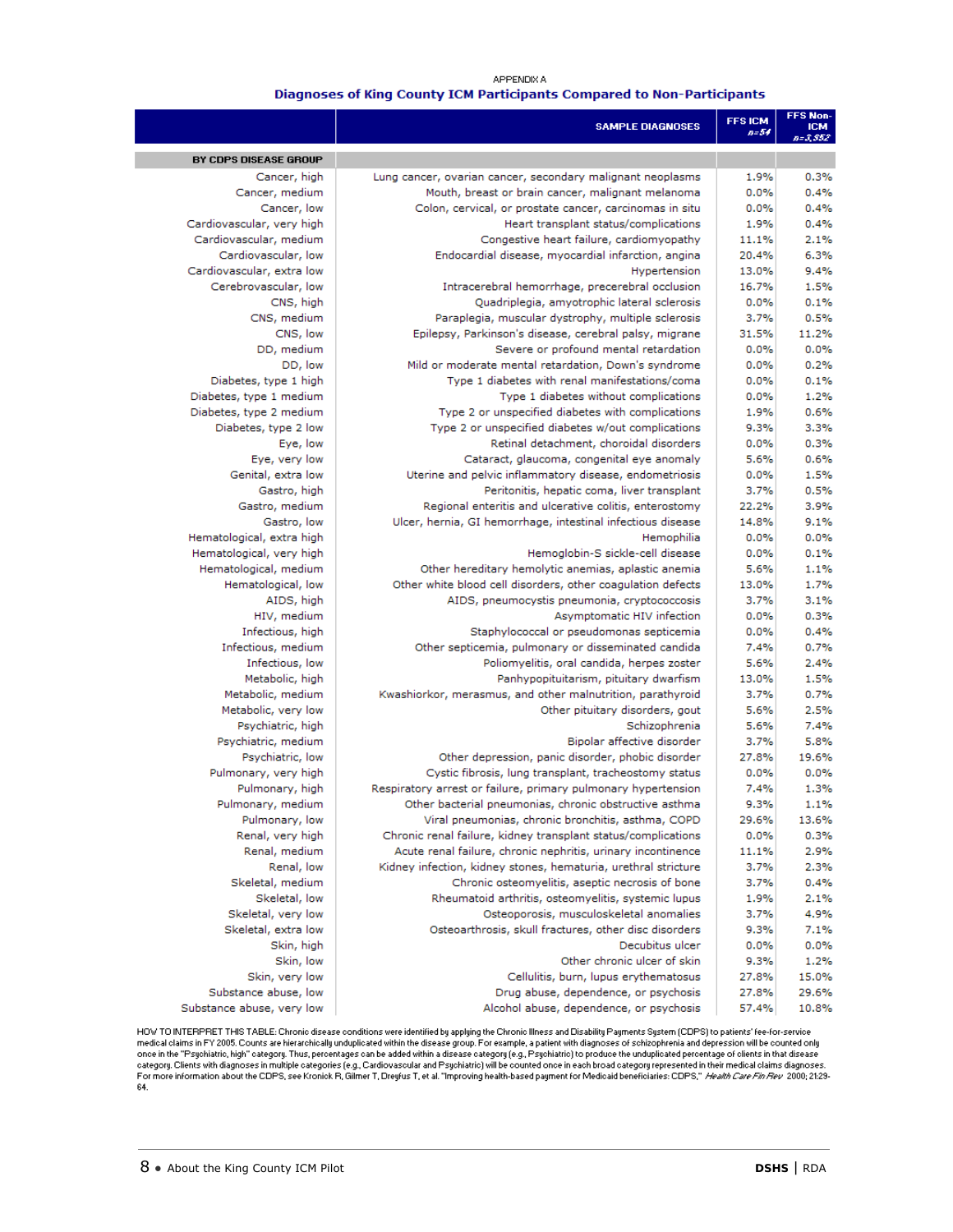APPENDIX A

## Diagnoses of King County ICM Participants Compared to Non-Participants

| | SAMPLE DIAGNOSES | FFS ICM *n=54* | FFS Non-ICM *n=3,352* |
|---|---|---|---|
| **BY CDPS DISEASE GROUP** | | | |
| Cancer, high | Lung cancer, ovarian cancer, secondary malignant neoplasms | 1.9% | 0.3% |
| Cancer, medium | Mouth, breast or brain cancer, malignant melanoma | 0.0% | 0.4% |
| Cancer, low | Colon, cervical, or prostate cancer, carcinomas in situ | 0.0% | 0.4% |
| Cardiovascular, very high | Heart transplant status/complications | 1.9% | 0.4% |
| Cardiovascular, medium | Congestive heart failure, cardiomyopathy | 11.1% | 2.1% |
| Cardiovascular, low | Endocardial disease, myocardial infarction, angina | 20.4% | 6.3% |
| Cardiovascular, extra low | Hypertension | 13.0% | 9.4% |
| Cerebrovascular, low | Intracerebral hemorrhage, precerebral occlusion | 16.7% | 1.5% |
| CNS, high | Quadriplegia, amyotrophic lateral sclerosis | 0.0% | 0.1% |
| CNS, medium | Paraplegia, muscular dystrophy, multiple sclerosis | 3.7% | 0.5% |
| CNS, low | Epilepsy, Parkinson's disease, cerebral palsy, migrane | 31.5% | 11.2% |
| DD, medium | Severe or profound mental retardation | 0.0% | 0.0% |
| DD, low | Mild or moderate mental retardation, Down's syndrome | 0.0% | 0.2% |
| Diabetes, type 1 high | Type 1 diabetes with renal manifestations/coma | 0.0% | 0.1% |
| Diabetes, type 1 medium | Type 1 diabetes without complications | 0.0% | 1.2% |
| Diabetes, type 2 medium | Type 2 or unspecified diabetes with complications | 1.9% | 0.6% |
| Diabetes, type 2 low | Type 2 or unspecified diabetes w/out complications | 9.3% | 3.3% |
| Eye, low | Retinal detachment, choroidal disorders | 0.0% | 0.3% |
| Eye, very low | Cataract, glaucoma, congenital eye anomaly | 5.6% | 0.6% |
| Genital, extra low | Uterine and pelvic inflammatory disease, endometriosis | 0.0% | 1.5% |
| Gastro, high | Peritonitis, hepatic coma, liver transplant | 3.7% | 0.5% |
| Gastro, medium | Regional enteritis and ulcerative colitis, enterostomy | 22.2% | 3.9% |
| Gastro, low | Ulcer, hernia, GI hemorrhage, intestinal infectious disease | 14.8% | 9.1% |
| Hematological, extra high | Hemophilia | 0.0% | 0.0% |
| Hematological, very high | Hemoglobin-S sickle-cell disease | 0.0% | 0.1% |
| Hematological, medium | Other hereditary hemolytic anemias, aplastic anemia | 5.6% | 1.1% |
| Hematological, low | Other white blood cell disorders, other coagulation defects | 13.0% | 1.7% |
| AIDS, high | AIDS, pneumocystis pneumonia, cryptococcosis | 3.7% | 3.1% |
| HIV, medium | Asymptomatic HIV infection | 0.0% | 0.3% |
| Infectious, high | Staphylococcal or pseudomonas septicemia | 0.0% | 0.4% |
| Infectious, medium | Other septicemia, pulmonary or disseminated candida | 7.4% | 0.7% |
| Infectious, low | Poliomyelitis, oral candida, herpes zoster | 5.6% | 2.4% |
| Metabolic, high | Panhypopituitarism, pituitary dwarfism | 13.0% | 1.5% |
| Metabolic, medium | Kwashiorkor, merasmus, and other malnutrition, parathyroid | 3.7% | 0.7% |
| Metabolic, very low | Other pituitary disorders, gout | 5.6% | 2.5% |
| Psychiatric, high | Schizophrenia | 5.6% | 7.4% |
| Psychiatric, medium | Bipolar affective disorder | 3.7% | 5.8% |
| Psychiatric, low | Other depression, panic disorder, phobic disorder | 27.8% | 19.6% |
| Pulmonary, very high | Cystic fibrosis, lung transplant, tracheostomy status | 0.0% | 0.0% |
| Pulmonary, high | Respiratory arrest or failure, primary pulmonary hypertension | 7.4% | 1.3% |
| Pulmonary, medium | Other bacterial pneumonias, chronic obstructive asthma | 9.3% | 1.1% |
| Pulmonary, low | Viral pneumonias, chronic bronchitis, asthma, COPD | 29.6% | 13.6% |
| Renal, very high | Chronic renal failure, kidney transplant status/complications | 0.0% | 0.3% |
| Renal, medium | Acute renal failure, chronic nephritis, urinary incontinence | 11.1% | 2.9% |
| Renal, low | Kidney infection, kidney stones, hematuria, urethral stricture | 3.7% | 2.3% |
| Skeletal, medium | Chronic osteomyelitis, aseptic necrosis of bone | 3.7% | 0.4% |
| Skeletal, low | Rheumatoid arthritis, osteomyelitis, systemic lupus | 1.9% | 2.1% |
| Skeletal, very low | Osteoporosis, musculoskeletal anomalies | 3.7% | 4.9% |
| Skeletal, extra low | Osteoarthrosis, skull fractures, other disc disorders | 9.3% | 7.1% |
| Skin, high | Decubitus ulcer | 0.0% | 0.0% |
| Skin, low | Other chronic ulcer of skin | 9.3% | 1.2% |
| Skin, very low | Cellulitis, burn, lupus erythematosus | 27.8% | 15.0% |
| Substance abuse, low | Drug abuse, dependence, or psychosis | 27.8% | 29.6% |
| Substance abuse, very low | Alcohol abuse, dependence, or psychosis | 57.4% | 10.8% |

HOW TO INTERPRET THIS TABLE: Chronic disease conditions were identified by applying the Chronic Illness and Disability Payments System (CDPS) to patients' fee-for-service medical claims in FY 2005. Counts are hierarchically unduplicated within the disease group. For example, a patient with diagnoses of schizophrenia and depression will be counted only once in the "Psychiatric, high" category. Thus, percentages can be added within a disease category (e.g., Psychiatric) to produce the unduplicated percentage of clients in that disease category. Clients with diagnoses in multiple categories (e.g., Cardiovascular and Psychiatric) will be counted once in each broad category represented in their medical claims diagnoses. For more information about the CDPS, see Kronick R, Gilmer T, Dreyfus T, et al. "Improving health-based payment for Medicaid beneficiaries: CDPS," *Health Care Fin Rev* 2000; 21:29-64.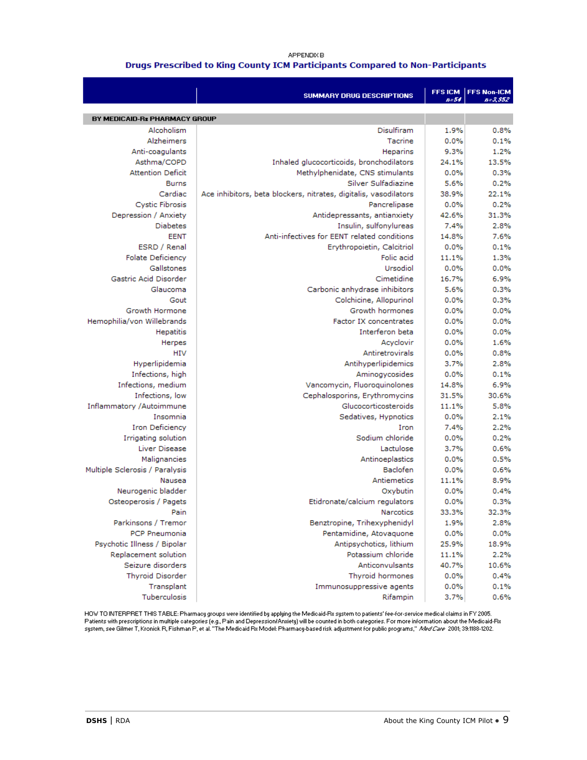APPENDIX B

## Drugs Prescribed to King County ICM Participants Compared to Non-Participants

| | SUMMARY DRUG DESCRIPTIONS | FFS ICM n=54 | FFS Non-ICM n=3,352 |
|---|---|---|---|
| **BY MEDICAID-Rx PHARMACY GROUP** | | | |
| Alcoholism | Disulfiram | 1.9% | 0.8% |
| Alzheimers | Tacrine | 0.0% | 0.1% |
| Anti-coagulants | Heparins | 9.3% | 1.2% |
| Asthma/COPD | Inhaled glucocorticoids, bronchodilators | 24.1% | 13.5% |
| Attention Deficit | Methylphenidate, CNS stimulants | 0.0% | 0.3% |
| Burns | Silver Sulfadiazine | 5.6% | 0.2% |
| Cardiac | Ace inhibitors, beta blockers, nitrates, digitalis, vasodilators | 38.9% | 22.1% |
| Cystic Fibrosis | Pancrelipase | 0.0% | 0.2% |
| Depression / Anxiety | Antidepressants, antianxiety | 42.6% | 31.3% |
| Diabetes | Insulin, sulfonylureas | 7.4% | 2.8% |
| EENT | Anti-infectives for EENT related conditions | 14.8% | 7.6% |
| ESRD / Renal | Erythropoietin, Calcitriol | 0.0% | 0.1% |
| Folate Deficiency | Folic acid | 11.1% | 1.3% |
| Gallstones | Ursodiol | 0.0% | 0.0% |
| Gastric Acid Disorder | Cimetidine | 16.7% | 6.9% |
| Glaucoma | Carbonic anhydrase inhibitors | 5.6% | 0.3% |
| Gout | Colchicine, Allopurinol | 0.0% | 0.3% |
| Growth Hormone | Growth hormones | 0.0% | 0.0% |
| Hemophilia/von Willebrands | Factor IX concentrates | 0.0% | 0.0% |
| Hepatitis | Interferon beta | 0.0% | 0.0% |
| Herpes | Acyclovir | 0.0% | 1.6% |
| HIV | Antiretrovirals | 0.0% | 0.8% |
| Hyperlipidemia | Antihyperlipidemics | 3.7% | 2.8% |
| Infections, high | Aminogycosides | 0.0% | 0.1% |
| Infections, medium | Vancomycin, Fluoroquinolones | 14.8% | 6.9% |
| Infections, low | Cephalosporins, Erythromycins | 31.5% | 30.6% |
| Inflammatory /Autoimmune | Glucocorticosteroids | 11.1% | 5.8% |
| Insomnia | Sedatives, Hypnotics | 0.0% | 2.1% |
| Iron Deficiency | Iron | 7.4% | 2.2% |
| Irrigating solution | Sodium chloride | 0.0% | 0.2% |
| Liver Disease | Lactulose | 3.7% | 0.6% |
| Malignancies | Antinoeplastics | 0.0% | 0.5% |
| Multiple Sclerosis / Paralysis | Baclofen | 0.0% | 0.6% |
| Nausea | Antiemetics | 11.1% | 8.9% |
| Neurogenic bladder | Oxybutin | 0.0% | 0.4% |
| Osteoperosis / Pagets | Etidronate/calcium regulators | 0.0% | 0.3% |
| Pain | Narcotics | 33.3% | 32.3% |
| Parkinsons / Tremor | Benztropine, Trihexyphenidyl | 1.9% | 2.8% |
| PCP Pneumonia | Pentamidine, Atovaquone | 0.0% | 0.0% |
| Psychotic Illness / Bipolar | Antipsychotics, lithium | 25.9% | 18.9% |
| Replacement solution | Potassium chloride | 11.1% | 2.2% |
| Seizure disorders | Anticonvulsants | 40.7% | 10.6% |
| Thyroid Disorder | Thyroid hormones | 0.0% | 0.4% |
| Transplant | Immunosuppressive agents | 0.0% | 0.1% |
| Tuberculosis | Rifampin | 3.7% | 0.6% |

HOW TO INTERPRET THIS TABLE: Pharmacy groups were identified by applying the Medicaid-Rx system to patients' fee-for-service medical claims in FY 2005. Patients with prescriptions in multiple categories (e.g., Pain and Depression/Anxiety) will be counted in both categories. For more information about the Medicaid-Rx system, see Gilmer T, Kronick R, Fishman P, et al. "The Medicaid Rx Model: Pharmacy-based risk adjustment for public programs," *Med Care* 2001; 39:1188-1202.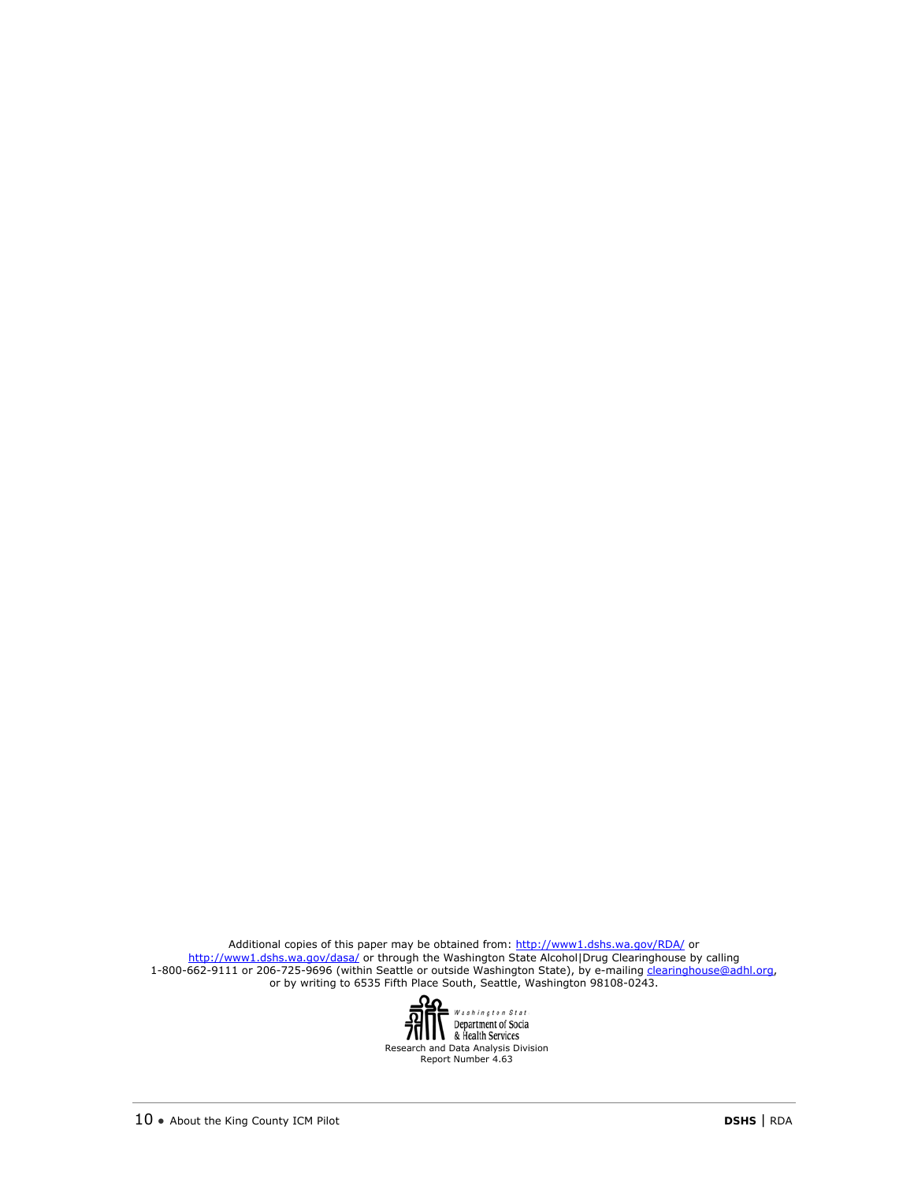Additional copies of this paper may be obtained from: http://www1.dshs.wa.gov/RDA/ or http://www1.dshs.wa.gov/dasa/ or through the Washington State Alcohol|Drug Clearinghouse by calling 1-800-662-9111 or 206-725-9696 (within Seattle or outside Washington State), by e-mailing clearinghouse@adhl.org, or by writing to 6535 Fifth Place South, Seattle, Washington 98108-0243.

Washington State Department of Social & Health Services

Research and Data Analysis Division

Report Number 4.63